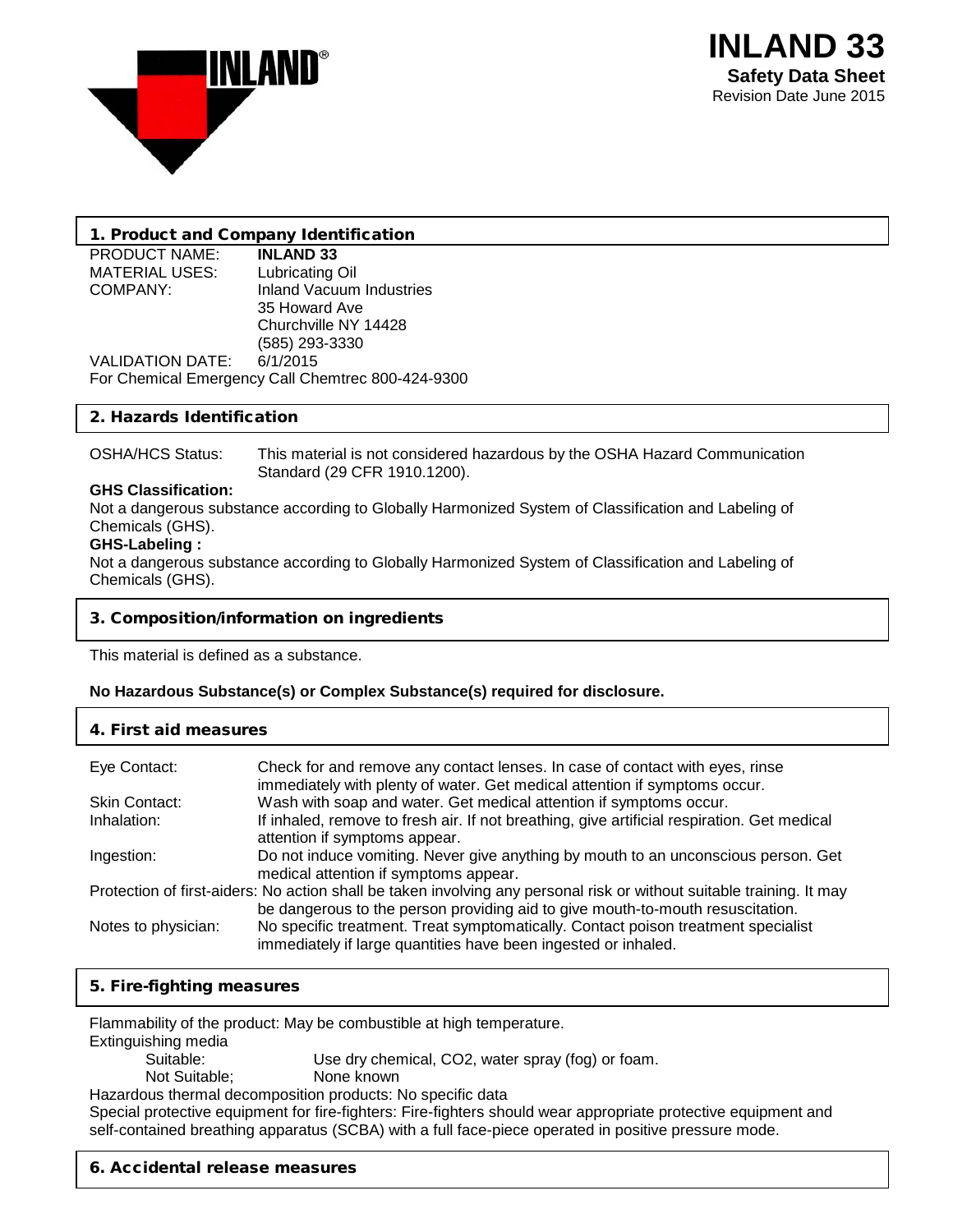# INLAND 33

**Safety Data Sheet**
Revision Date June 2015

## 1. Product and Company Identification

| | |
|---|---|
| PRODUCT NAME: | **INLAND 33** |
| MATERIAL USES: | Lubricating Oil |
| COMPANY: | Inland Vacuum Industries<br>35 Howard Ave<br>Churchville NY 14428<br>(585) 293-3330 |
| VALIDATION DATE: | 6/1/2015 |

For Chemical Emergency Call Chemtrec 800-424-9300

## 2. Hazards Identification

OSHA/HCS Status: This material is not considered hazardous by the OSHA Hazard Communication Standard (29 CFR 1910.1200).

**GHS Classification:**

Not a dangerous substance according to Globally Harmonized System of Classification and Labeling of Chemicals (GHS).

**GHS-Labeling :**

Not a dangerous substance according to Globally Harmonized System of Classification and Labeling of Chemicals (GHS).

## 3. Composition/information on ingredients

This material is defined as a substance.

**No Hazardous Substance(s) or Complex Substance(s) required for disclosure.**

## 4. First aid measures

| | |
|---|---|
| Eye Contact: | Check for and remove any contact lenses. In case of contact with eyes, rinse immediately with plenty of water. Get medical attention if symptoms occur. |
| Skin Contact: | Wash with soap and water. Get medical attention if symptoms occur. |
| Inhalation: | If inhaled, remove to fresh air. If not breathing, give artificial respiration. Get medical attention if symptoms appear. |
| Ingestion: | Do not induce vomiting. Never give anything by mouth to an unconscious person. Get medical attention if symptoms appear. |
| Protection of first-aiders: | No action shall be taken involving any personal risk or without suitable training. It may be dangerous to the person providing aid to give mouth-to-mouth resuscitation. |
| Notes to physician: | No specific treatment. Treat symptomatically. Contact poison treatment specialist immediately if large quantities have been ingested or inhaled. |

## 5. Fire-fighting measures

Flammability of the product: May be combustible at high temperature.

Extinguishing media

- Suitable: Use dry chemical, $CO_2$, water spray (fog) or foam.
- Not Suitable; None known

Hazardous thermal decomposition products: No specific data

Special protective equipment for fire-fighters: Fire-fighters should wear appropriate protective equipment and self-contained breathing apparatus (SCBA) with a full face-piece operated in positive pressure mode.

## 6. Accidental release measures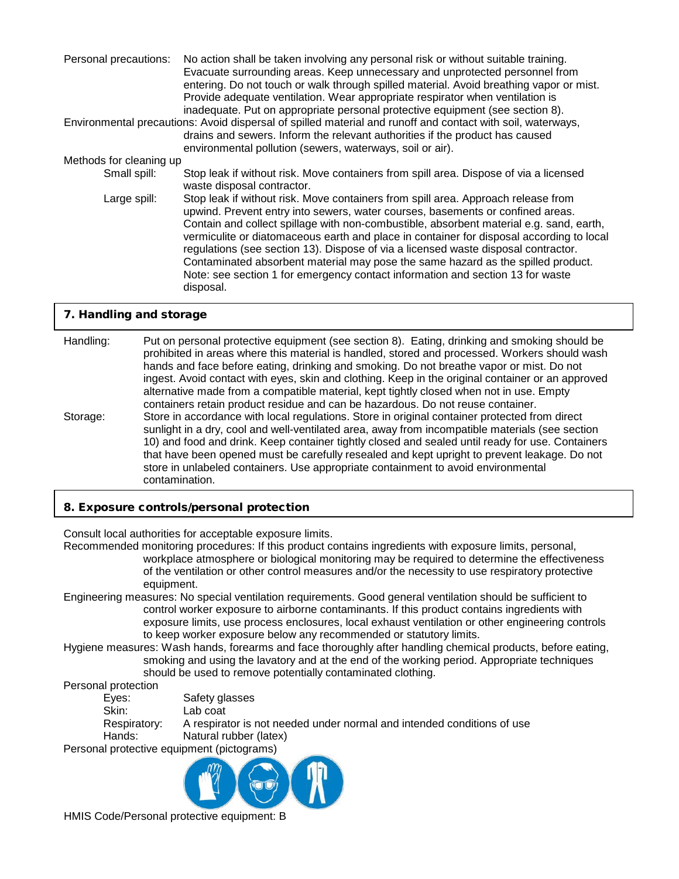Personal precautions: No action shall be taken involving any personal risk or without suitable training. Evacuate surrounding areas. Keep unnecessary and unprotected personnel from entering. Do not touch or walk through spilled material. Avoid breathing vapor or mist. Provide adequate ventilation. Wear appropriate respirator when ventilation is inadequate. Put on appropriate personal protective equipment (see section 8).

Environmental precautions: Avoid dispersal of spilled material and runoff and contact with soil, waterways, drains and sewers. Inform the relevant authorities if the product has caused environmental pollution (sewers, waterways, soil or air).

Methods for cleaning up

Small spill: Stop leak if without risk. Move containers from spill area. Dispose of via a licensed waste disposal contractor.

Large spill: Stop leak if without risk. Move containers from spill area. Approach release from upwind. Prevent entry into sewers, water courses, basements or confined areas. Contain and collect spillage with non-combustible, absorbent material e.g. sand, earth, vermiculite or diatomaceous earth and place in container for disposal according to local regulations (see section 13). Dispose of via a licensed waste disposal contractor. Contaminated absorbent material may pose the same hazard as the spilled product. Note: see section 1 for emergency contact information and section 13 for waste disposal.

## 7. Handling and storage

Handling: Put on personal protective equipment (see section 8). Eating, drinking and smoking should be prohibited in areas where this material is handled, stored and processed. Workers should wash hands and face before eating, drinking and smoking. Do not breathe vapor or mist. Do not ingest. Avoid contact with eyes, skin and clothing. Keep in the original container or an approved alternative made from a compatible material, kept tightly closed when not in use. Empty containers retain product residue and can be hazardous. Do not reuse container.

Storage: Store in accordance with local regulations. Store in original container protected from direct sunlight in a dry, cool and well-ventilated area, away from incompatible materials (see section 10) and food and drink. Keep container tightly closed and sealed until ready for use. Containers that have been opened must be carefully resealed and kept upright to prevent leakage. Do not store in unlabeled containers. Use appropriate containment to avoid environmental contamination.

## 8. Exposure controls/personal protection

Consult local authorities for acceptable exposure limits.

Recommended monitoring procedures: If this product contains ingredients with exposure limits, personal, workplace atmosphere or biological monitoring may be required to determine the effectiveness of the ventilation or other control measures and/or the necessity to use respiratory protective equipment.

Engineering measures: No special ventilation requirements. Good general ventilation should be sufficient to control worker exposure to airborne contaminants. If this product contains ingredients with exposure limits, use process enclosures, local exhaust ventilation or other engineering controls to keep worker exposure below any recommended or statutory limits.

Hygiene measures: Wash hands, forearms and face thoroughly after handling chemical products, before eating, smoking and using the lavatory and at the end of the working period. Appropriate techniques should be used to remove potentially contaminated clothing.

Personal protection

- Eyes: Safety glasses
- Skin: Lab coat
- Respiratory: A respirator is not needed under normal and intended conditions of use
- Hands: Natural rubber (latex)

Personal protective equipment (pictograms)

HMIS Code/Personal protective equipment: B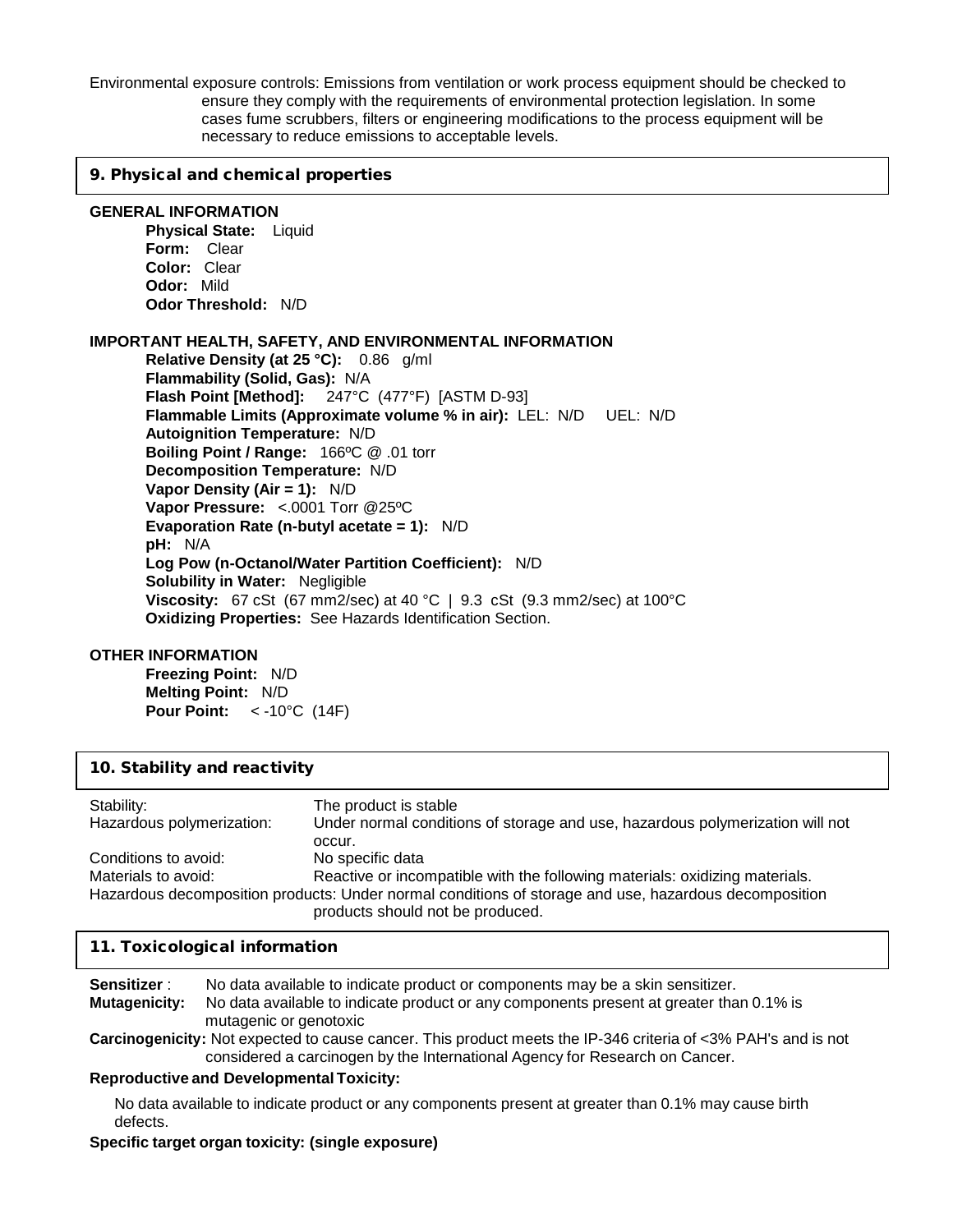Environmental exposure controls: Emissions from ventilation or work process equipment should be checked to ensure they comply with the requirements of environmental protection legislation. In some cases fume scrubbers, filters or engineering modifications to the process equipment will be necessary to reduce emissions to acceptable levels.

## 9. Physical and chemical properties

**GENERAL INFORMATION**

**Physical State:** Liquid
**Form:** Clear
**Color:** Clear
**Odor:** Mild
**Odor Threshold:** N/D

**IMPORTANT HEALTH, SAFETY, AND ENVIRONMENTAL INFORMATION**

**Relative Density (at 25 °C):** 0.86 g/ml
**Flammability (Solid, Gas):** N/A
**Flash Point [Method]:** 247°C (477°F) [ASTM D-93]
**Flammable Limits (Approximate volume % in air):** LEL: N/D UEL: N/D
**Autoignition Temperature:** N/D
**Boiling Point / Range:** 166ºC @ .01 torr
**Decomposition Temperature:** N/D
**Vapor Density (Air = 1):** N/D
**Vapor Pressure:** <.0001 Torr @25ºC
**Evaporation Rate (n-butyl acetate = 1):** N/D
**pH:** N/A
**Log Pow (n-Octanol/Water Partition Coefficient):** N/D
**Solubility in Water:** Negligible
**Viscosity:** 67 cSt (67 mm2/sec) at 40 °C | 9.3 cSt (9.3 mm2/sec) at 100°C
**Oxidizing Properties:** See Hazards Identification Section.

**OTHER INFORMATION**

**Freezing Point:** N/D
**Melting Point:** N/D
**Pour Point:** < -10°C (14F)

## 10. Stability and reactivity

Stability: The product is stable

Hazardous polymerization: Under normal conditions of storage and use, hazardous polymerization will not occur.

Conditions to avoid: No specific data

Materials to avoid: Reactive or incompatible with the following materials: oxidizing materials.

Hazardous decomposition products: Under normal conditions of storage and use, hazardous decomposition products should not be produced.

## 11. Toxicological information

**Sensitizer** : No data available to indicate product or components may be a skin sensitizer.

**Mutagenicity:** No data available to indicate product or any components present at greater than 0.1% is mutagenic or genotoxic

**Carcinogenicity:** Not expected to cause cancer. This product meets the IP-346 criteria of <3% PAH's and is not considered a carcinogen by the International Agency for Research on Cancer.

**Reproductive and Developmental Toxicity:**

No data available to indicate product or any components present at greater than 0.1% may cause birth defects.

**Specific target organ toxicity: (single exposure)**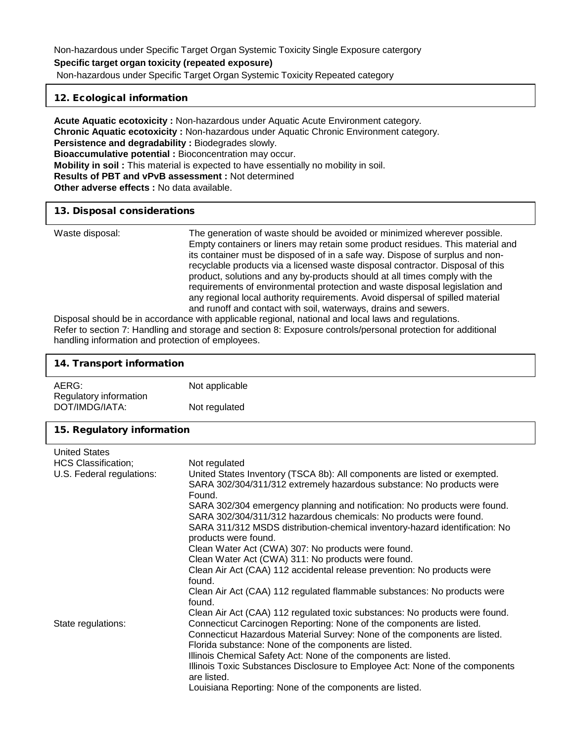Non-hazardous under Specific Target Organ Systemic Toxicity Single Exposure catergory

**Specific target organ toxicity (repeated exposure)**

Non-hazardous under Specific Target Organ Systemic Toxicity Repeated category

## 12. Ecological information

**Acute Aquatic ecotoxicity :** Non-hazardous under Aquatic Acute Environment category.
**Chronic Aquatic ecotoxicity :** Non-hazardous under Aquatic Chronic Environment category.
**Persistence and degradability :** Biodegrades slowly.
**Bioaccumulative potential :** Bioconcentration may occur.
**Mobility in soil :** This material is expected to have essentially no mobility in soil.
**Results of PBT and vPvB assessment :** Not determined
**Other adverse effects :** No data available.

## 13. Disposal considerations

| | |
|---|---|
| Waste disposal: | The generation of waste should be avoided or minimized wherever possible. Empty containers or liners may retain some product residues. This material and its container must be disposed of in a safe way. Dispose of surplus and non-recyclable products via a licensed waste disposal contractor. Disposal of this product, solutions and any by-products should at all times comply with the requirements of environmental protection and waste disposal legislation and any regional local authority requirements. Avoid dispersal of spilled material and runoff and contact with soil, waterways, drains and sewers. |

Disposal should be in accordance with applicable regional, national and local laws and regulations.
Refer to section 7: Handling and storage and section 8: Exposure controls/personal protection for additional handling information and protection of employees.

## 14. Transport information

| | |
|---|---|
| AERG: | Not applicable |
| Regulatory information DOT/IMDG/IATA: | Not regulated |

## 15. Regulatory information

| | |
|---|---|
| United States | |
| HCS Classification; | Not regulated |
| U.S. Federal regulations: | United States Inventory (TSCA 8b): All components are listed or exempted.<br>SARA 302/304/311/312 extremely hazardous substance: No products were Found.<br>SARA 302/304 emergency planning and notification: No products were found.<br>SARA 302/304/311/312 hazardous chemicals: No products were found.<br>SARA 311/312 MSDS distribution-chemical inventory-hazard identification: No products were found.<br>Clean Water Act (CWA) 307: No products were found.<br>Clean Water Act (CWA) 311: No products were found.<br>Clean Air Act (CAA) 112 accidental release prevention: No products were found.<br>Clean Air Act (CAA) 112 regulated flammable substances: No products were found.<br>Clean Air Act (CAA) 112 regulated toxic substances: No products were found. |
| State regulations: | Connecticut Carcinogen Reporting: None of the components are listed.<br>Connecticut Hazardous Material Survey: None of the components are listed.<br>Florida substance: None of the components are listed.<br>Illinois Chemical Safety Act: None of the components are listed.<br>Illinois Toxic Substances Disclosure to Employee Act: None of the components are listed.<br>Louisiana Reporting: None of the components are listed. |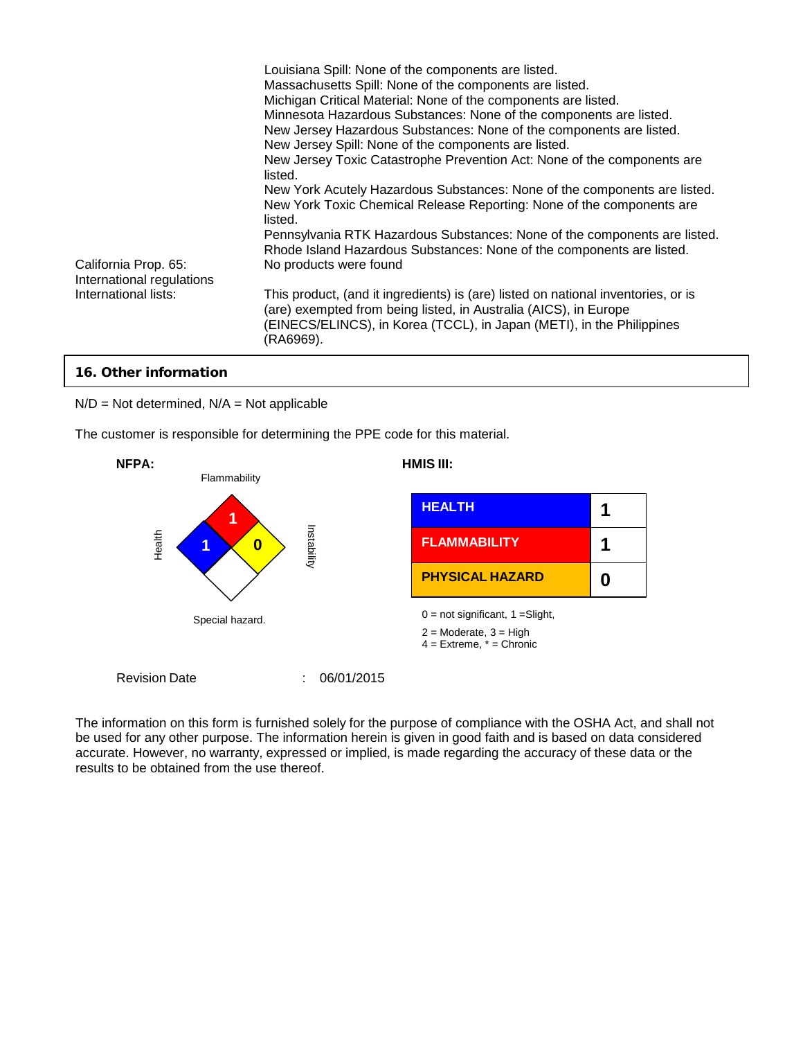Louisiana Spill: None of the components are listed.
Massachusetts Spill: None of the components are listed.
Michigan Critical Material: None of the components are listed.
Minnesota Hazardous Substances: None of the components are listed.
New Jersey Hazardous Substances: None of the components are listed.
New Jersey Spill: None of the components are listed.
New Jersey Toxic Catastrophe Prevention Act: None of the components are listed.
New York Acutely Hazardous Substances: None of the components are listed.
New York Toxic Chemical Release Reporting: None of the components are listed.
Pennsylvania RTK Hazardous Substances: None of the components are listed.
Rhode Island Hazardous Substances: None of the components are listed.

California Prop. 65: No products were found

International regulations

International lists: This product, (and it ingredients) is (are) listed on national inventories, or is (are) exempted from being listed, in Australia (AICS), in Europe (EINECS/ELINCS), in Korea (TCCL), in Japan (METI), in the Philippines (RA6969).

## 16. Other information

N/D = Not determined, N/A = Not applicable

The customer is responsible for determining the PPE code for this material.

**NFPA:**

Flammability: 1
Health: 1
Instability: 0
Special hazard.

**HMIS III:**

| | |
|---|---|
| **HEALTH** | **1** |
| **FLAMMABILITY** | **1** |
| **PHYSICAL HAZARD** | **0** |

0 = not significant, 1 =Slight,
2 = Moderate, 3 = High
4 = Extreme, * = Chronic

Revision Date : 06/01/2015

The information on this form is furnished solely for the purpose of compliance with the OSHA Act, and shall not be used for any other purpose. The information herein is given in good faith and is based on data considered accurate. However, no warranty, expressed or implied, is made regarding the accuracy of these data or the results to be obtained from the use thereof.